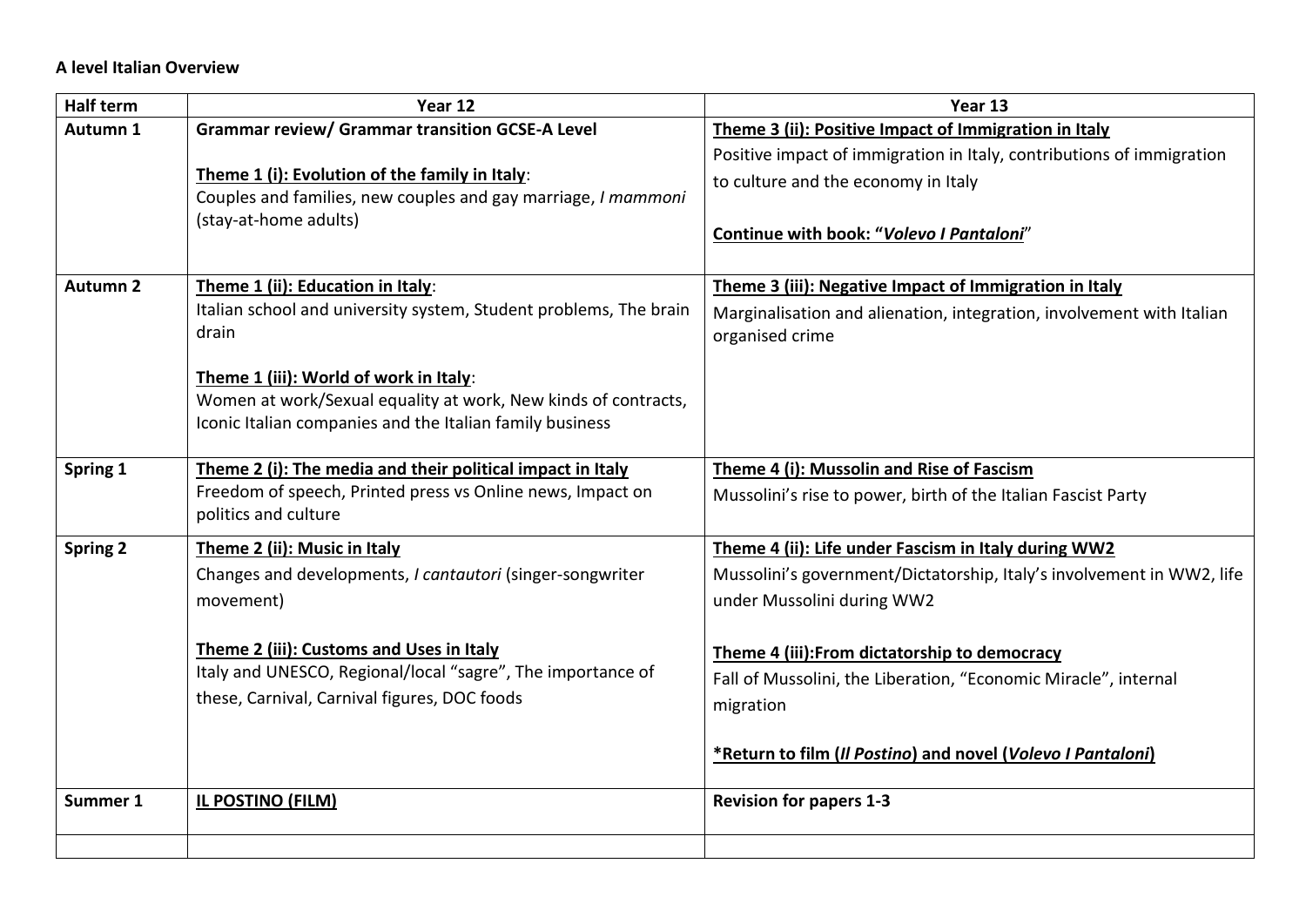**A level Italian Overview**

| Half term | Year 12 | Year 13 |
|---|---|---|
| **Autumn 1** | **Grammar review/ Grammar transition GCSE-A Level**<br><br>**<u>Theme 1 (i): Evolution of the family in Italy</u>**:<br>Couples and families, new couples and gay marriage, *I mammoni* (stay-at-home adults) | **<u>Theme 3 (ii): Positive Impact of Immigration in Italy</u>**<br>Positive impact of immigration in Italy, contributions of immigration to culture and the economy in Italy<br><br>**<u>Continue with book: "*Volevo I Pantaloni*"</u>** |
| **Autumn 2** | **<u>Theme 1 (ii): Education in Italy</u>**:<br>Italian school and university system, Student problems, The brain drain<br><br>**<u>Theme 1 (iii): World of work in Italy</u>**:<br>Women at work/Sexual equality at work, New kinds of contracts, Iconic Italian companies and the Italian family business | **<u>Theme 3 (iii): Negative Impact of Immigration in Italy</u>**<br>Marginalisation and alienation, integration, involvement with Italian organised crime |
| **Spring 1** | **<u>Theme 2 (i): The media and their political impact in Italy</u>**<br>Freedom of speech, Printed press vs Online news, Impact on politics and culture | **<u>Theme 4 (i): Mussolin and Rise of Fascism</u>**<br>Mussolini's rise to power, birth of the Italian Fascist Party |
| **Spring 2** | **<u>Theme 2 (ii): Music in Italy</u>**<br>Changes and developments, *I cantautori* (singer-songwriter movement)<br><br>**<u>Theme 2 (iii): Customs and Uses in Italy</u>**<br>Italy and UNESCO, Regional/local "sagre", The importance of these, Carnival, Carnival figures, DOC foods | **<u>Theme 4 (ii): Life under Fascism in Italy during WW2</u>**<br>Mussolini's government/Dictatorship, Italy's involvement in WW2, life under Mussolini during WW2<br><br>**<u>Theme 4 (iii):From dictatorship to democracy</u>**<br>Fall of Mussolini, the Liberation, "Economic Miracle", internal migration<br><br>**<u>\*Return to film (*Il Postino*) and novel (*Volevo I Pantaloni*)</u>** |
| **Summer 1** | **<u>IL POSTINO (FILM)</u>** | **Revision for papers 1-3** |
| | | |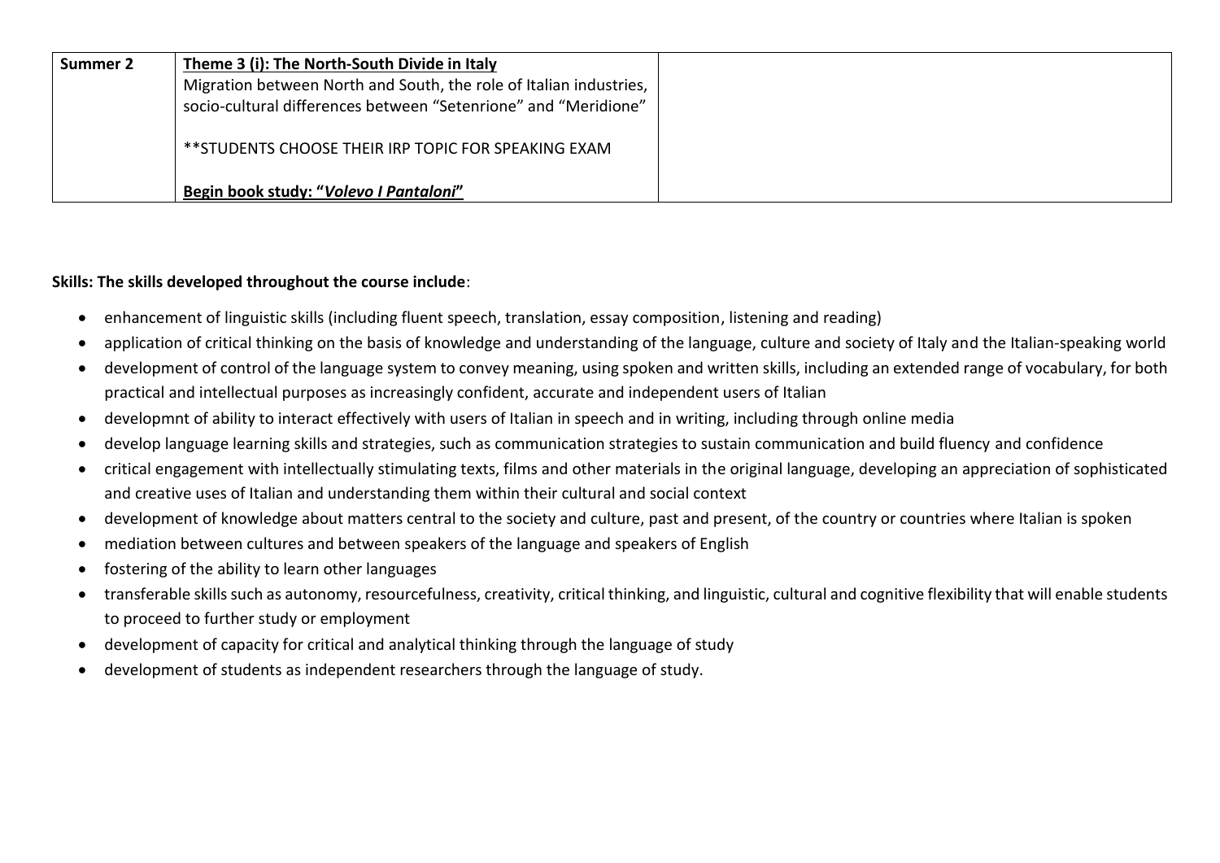| Summer 2 | **Theme 3 (i): The North-South Divide in Italy**<br>Migration between North and South, the role of Italian industries, socio-cultural differences between "Setenrione" and "Meridione"<br><br>**STUDENTS CHOOSE THEIR IRP TOPIC FOR SPEAKING EXAM<br><br>**Begin book study: "*Volevo I Pantaloni*"** | |
|---|---|---|

**Skills: The skills developed throughout the course include**:

- enhancement of linguistic skills (including fluent speech, translation, essay composition, listening and reading)
- application of critical thinking on the basis of knowledge and understanding of the language, culture and society of Italy and the Italian-speaking world
- development of control of the language system to convey meaning, using spoken and written skills, including an extended range of vocabulary, for both practical and intellectual purposes as increasingly confident, accurate and independent users of Italian
- developmnt of ability to interact effectively with users of Italian in speech and in writing, including through online media
- develop language learning skills and strategies, such as communication strategies to sustain communication and build fluency and confidence
- critical engagement with intellectually stimulating texts, films and other materials in the original language, developing an appreciation of sophisticated and creative uses of Italian and understanding them within their cultural and social context
- development of knowledge about matters central to the society and culture, past and present, of the country or countries where Italian is spoken
- mediation between cultures and between speakers of the language and speakers of English
- fostering of the ability to learn other languages
- transferable skills such as autonomy, resourcefulness, creativity, critical thinking, and linguistic, cultural and cognitive flexibility that will enable students to proceed to further study or employment
- development of capacity for critical and analytical thinking through the language of study
- development of students as independent researchers through the language of study.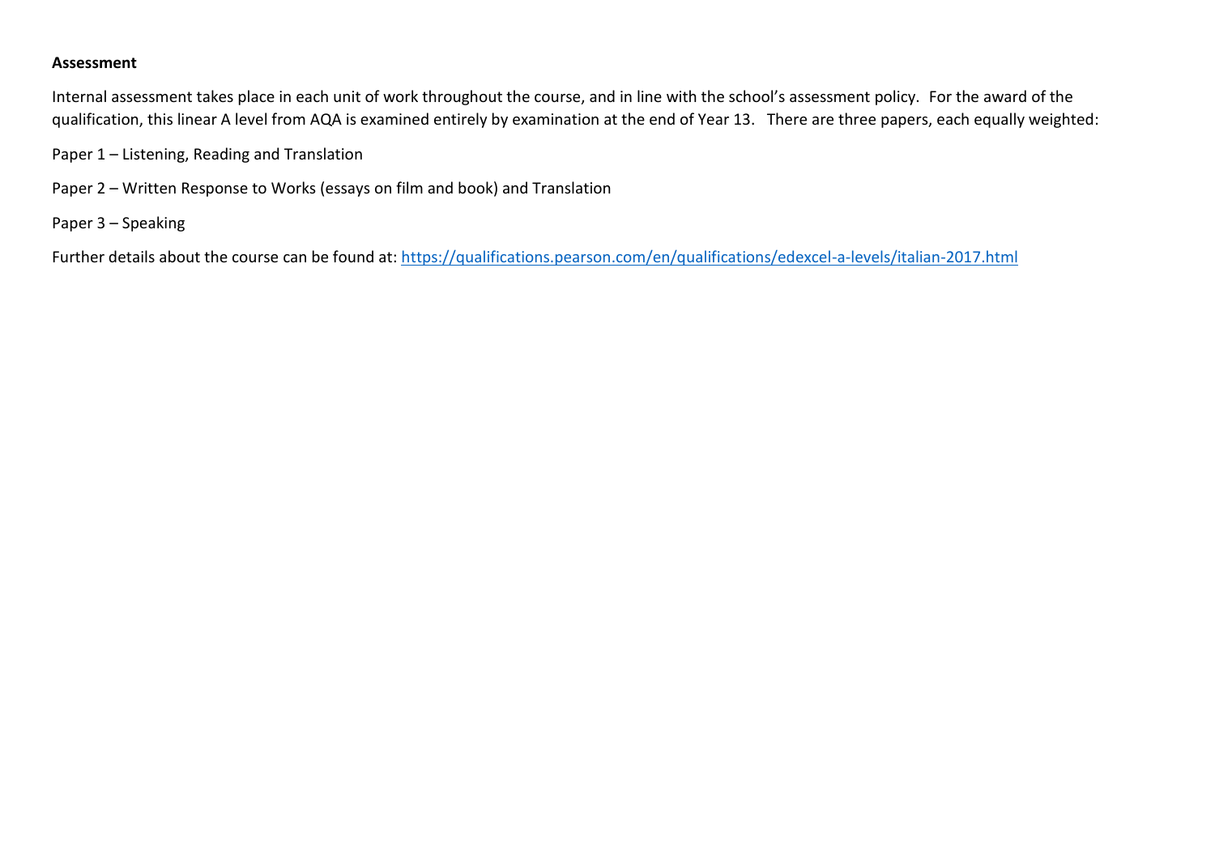**Assessment**

Internal assessment takes place in each unit of work throughout the course, and in line with the school's assessment policy. For the award of the qualification, this linear A level from AQA is examined entirely by examination at the end of Year 13. There are three papers, each equally weighted:

Paper 1 – Listening, Reading and Translation

Paper 2 – Written Response to Works (essays on film and book) and Translation

Paper 3 – Speaking

Further details about the course can be found at: [https://qualifications.pearson.com/en/qualifications/edexcel-a-levels/italian-2017.html](https://qualifications.pearson.com/en/qualifications/edexcel-a-levels/italian-2017.html)